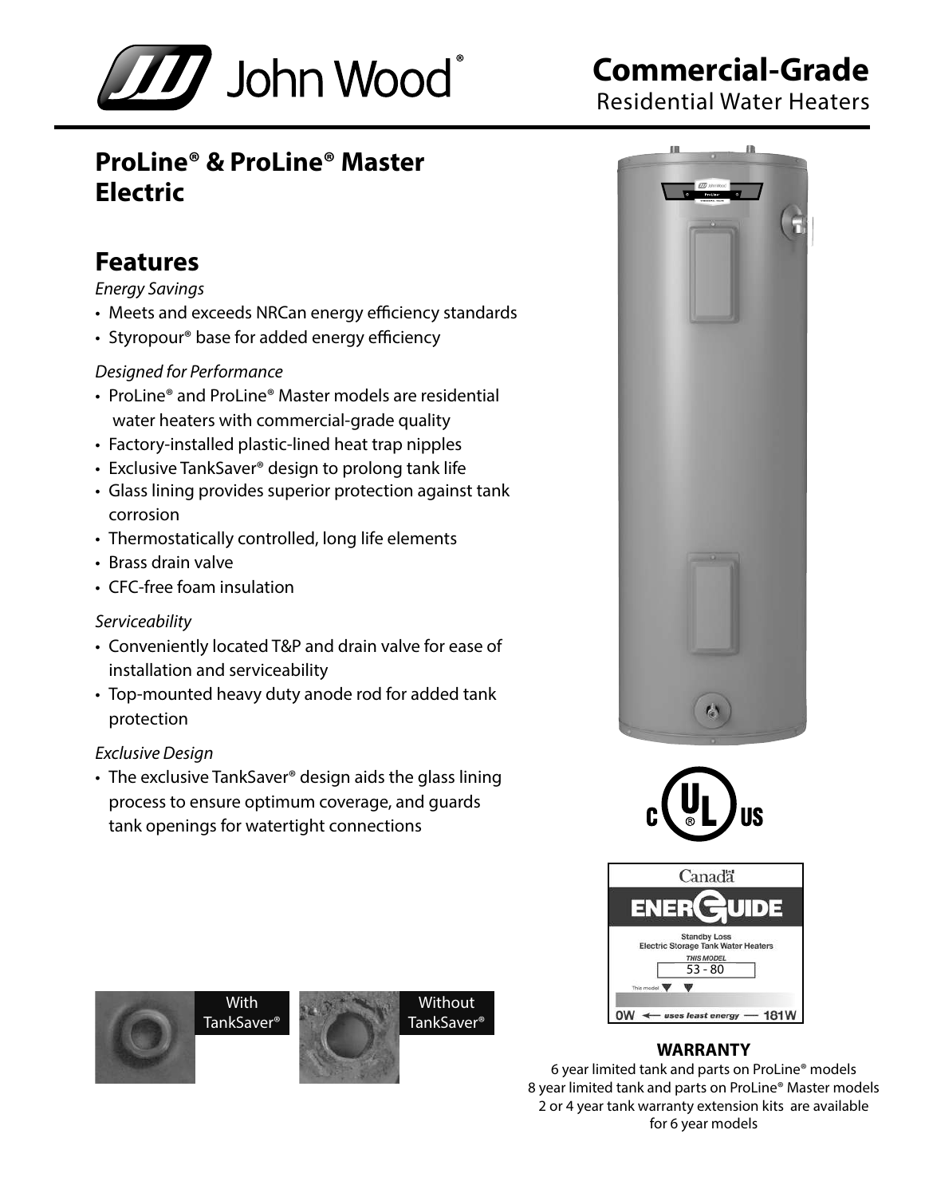# Commercial-Grade

Residential Water Heaters

## ProLine® & ProLine® Master Electric

## Features

*Energy Savings*

- Meets and exceeds NRCan energy efficiency standards
- Styropour® base for added energy efficiency

*Designed for Performance*

- ProLine® and ProLine® Master models are residential water heaters with commercial-grade quality
- Factory-installed plastic-lined heat trap nipples
- Exclusive TankSaver® design to prolong tank life
- Glass lining provides superior protection against tank corrosion
- Thermostatically controlled, long life elements
- Brass drain valve
- CFC-free foam insulation

*Serviceability*

- Conveniently located T&P and drain valve for ease of installation and serviceability
- Top-mounted heavy duty anode rod for added tank protection

*Exclusive Design*

- The exclusive TankSaver® design aids the glass lining process to ensure optimum coverage, and guards tank openings for watertight connections

With TankSaver®

Without TankSaver®

Canada ENERGUIDE

Standby Loss
Electric Storage Tank Water Heaters

THIS MODEL
53 - 80

0W ← uses least energy — 181W

**WARRANTY**

6 year limited tank and parts on ProLine® models
8 year limited tank and parts on ProLine® Master models
2 or 4 year tank warranty extension kits are available for 6 year models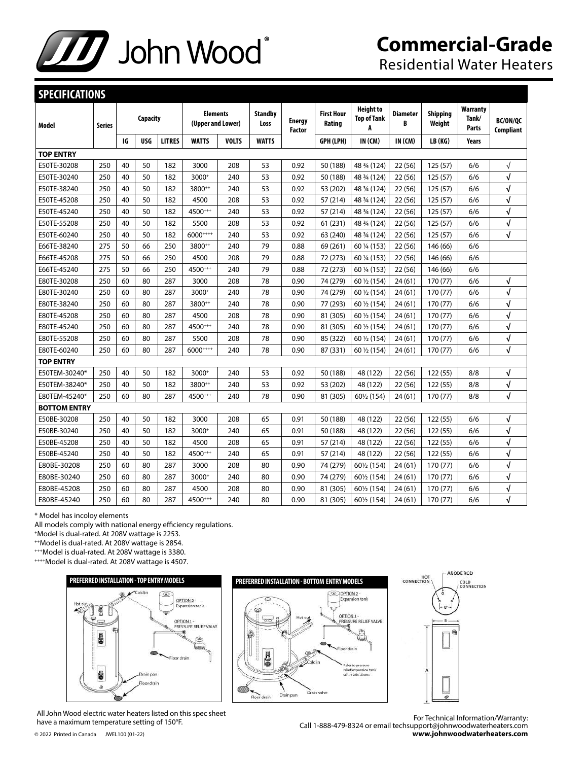# John Wood

## Commercial-Grade
Residential Water Heaters

## SPECIFICATIONS

| Model | Series | Capacity | | | Elements (Upper and Lower) | | Standby Loss | Energy Factor | First Hour Rating | Height to Top of Tank A | Diameter B | Shipping Weight | Warranty Tank/ Parts | BC/ON/QC Compliant |
|---|---|---|---|---|---|---|---|---|---|---|---|---|---|---|
| | | IG | USG | LITRES | WATTS | VOLTS | WATTS | | GPH (LPH) | IN (CM) | IN (CM) | LB (KG) | Years | |
| **TOP ENTRY** | | | | | | | | | | | | | | |
| E50TE-30208 | 250 | 40 | 50 | 182 | 3000 | 208 | 53 | 0.92 | 50 (188) | 48 ¾ (124) | 22 (56) | 125 (57) | 6/6 | √ |
| E50TE-30240 | 250 | 40 | 50 | 182 | 3000+ | 240 | 53 | 0.92 | 50 (188) | 48 ¾ (124) | 22 (56) | 125 (57) | 6/6 | √ |
| E50TE-38240 | 250 | 40 | 50 | 182 | 3800++ | 240 | 53 | 0.92 | 53 (202) | 48 ¾ (124) | 22 (56) | 125 (57) | 6/6 | √ |
| E50TE-45208 | 250 | 40 | 50 | 182 | 4500 | 208 | 53 | 0.92 | 57 (214) | 48 ¾ (124) | 22 (56) | 125 (57) | 6/6 | √ |
| E50TE-45240 | 250 | 40 | 50 | 182 | 4500+++ | 240 | 53 | 0.92 | 57 (214) | 48 ¾ (124) | 22 (56) | 125 (57) | 6/6 | √ |
| E50TE-55208 | 250 | 40 | 50 | 182 | 5500 | 208 | 53 | 0.92 | 61 (231) | 48 ¾ (124) | 22 (56) | 125 (57) | 6/6 | √ |
| E50TE-60240 | 250 | 40 | 50 | 182 | 6000++++ | 240 | 53 | 0.92 | 63 (240) | 48 ¾ (124) | 22 (56) | 125 (57) | 6/6 | √ |
| E66TE-38240 | 275 | 50 | 66 | 250 | 3800++ | 240 | 79 | 0.88 | 69 (261) | 60 ¼ (153) | 22 (56) | 146 (66) | 6/6 | |
| E66TE-45208 | 275 | 50 | 66 | 250 | 4500 | 208 | 79 | 0.88 | 72 (273) | 60 ¼ (153) | 22 (56) | 146 (66) | 6/6 | |
| E66TE-45240 | 275 | 50 | 66 | 250 | 4500+++ | 240 | 79 | 0.88 | 72 (273) | 60 ¼ (153) | 22 (56) | 146 (66) | 6/6 | |
| E80TE-30208 | 250 | 60 | 80 | 287 | 3000 | 208 | 78 | 0.90 | 74 (279) | 60 ½ (154) | 24 (61) | 170 (77) | 6/6 | √ |
| E80TE-30240 | 250 | 60 | 80 | 287 | 3000+ | 240 | 78 | 0.90 | 74 (279) | 60 ½ (154) | 24 (61) | 170 (77) | 6/6 | √ |
| E80TE-38240 | 250 | 60 | 80 | 287 | 3800++ | 240 | 78 | 0.90 | 77 (293) | 60 ½ (154) | 24 (61) | 170 (77) | 6/6 | √ |
| E80TE-45208 | 250 | 60 | 80 | 287 | 4500 | 208 | 78 | 0.90 | 81 (305) | 60 ½ (154) | 24 (61) | 170 (77) | 6/6 | √ |
| E80TE-45240 | 250 | 60 | 80 | 287 | 4500+++ | 240 | 78 | 0.90 | 81 (305) | 60 ½ (154) | 24 (61) | 170 (77) | 6/6 | √ |
| E80TE-55208 | 250 | 60 | 80 | 287 | 5500 | 208 | 78 | 0.90 | 85 (322) | 60 ½ (154) | 24 (61) | 170 (77) | 6/6 | √ |
| E80TE-60240 | 250 | 60 | 80 | 287 | 6000++++ | 240 | 78 | 0.90 | 87 (331) | 60 ½ (154) | 24 (61) | 170 (77) | 6/6 | √ |
| **TOP ENTRY** | | | | | | | | | | | | | | |
| E50TEM-30240* | 250 | 40 | 50 | 182 | 3000+ | 240 | 53 | 0.92 | 50 (188) | 48 (122) | 22 (56) | 122 (55) | 8/8 | √ |
| E50TEM-38240* | 250 | 40 | 50 | 182 | 3800++ | 240 | 53 | 0.92 | 53 (202) | 48 (122) | 22 (56) | 122 (55) | 8/8 | √ |
| E80TEM-45240* | 250 | 60 | 80 | 287 | 4500+++ | 240 | 78 | 0.90 | 81 (305) | 60½ (154) | 24 (61) | 170 (77) | 8/8 | √ |
| **BOTTOM ENTRY** | | | | | | | | | | | | | | |
| E50BE-30208 | 250 | 40 | 50 | 182 | 3000 | 208 | 65 | 0.91 | 50 (188) | 48 (122) | 22 (56) | 122 (55) | 6/6 | √ |
| E50BE-30240 | 250 | 40 | 50 | 182 | 3000+ | 240 | 65 | 0.91 | 50 (188) | 48 (122) | 22 (56) | 122 (55) | 6/6 | √ |
| E50BE-45208 | 250 | 40 | 50 | 182 | 4500 | 208 | 65 | 0.91 | 57 (214) | 48 (122) | 22 (56) | 122 (55) | 6/6 | √ |
| E50BE-45240 | 250 | 40 | 50 | 182 | 4500+++ | 240 | 65 | 0.91 | 57 (214) | 48 (122) | 22 (56) | 122 (55) | 6/6 | √ |
| E80BE-30208 | 250 | 60 | 80 | 287 | 3000 | 208 | 80 | 0.90 | 74 (279) | 60½ (154) | 24 (61) | 170 (77) | 6/6 | √ |
| E80BE-30240 | 250 | 60 | 80 | 287 | 3000+ | 240 | 80 | 0.90 | 74 (279) | 60½ (154) | 24 (61) | 170 (77) | 6/6 | √ |
| E80BE-45208 | 250 | 60 | 80 | 287 | 4500 | 208 | 80 | 0.90 | 81 (305) | 60½ (154) | 24 (61) | 170 (77) | 6/6 | √ |
| E80BE-45240 | 250 | 60 | 80 | 287 | 4500+++ | 240 | 80 | 0.90 | 81 (305) | 60½ (154) | 24 (61) | 170 (77) | 6/6 | √ |

\* Model has incoloy elements

All models comply with national energy efficiency regulations.

+Model is dual-rated. At 208V wattage is 2253.

++Model is dual-rated. At 208V wattage is 2854.

+++Model is dual-rated. At 208V wattage is 3380.

++++Model is dual-rated. At 208V wattage is 4507.

**PREFERRED INSTALLATION - TOP ENTRY MODELS**

Cold in
Hot out
OPTION 2 - Expansion tank
OPTION 1 - PRESSURE RELIEF VALVE
Floor drain
Drain pan
Floor drain

**PREFERRED INSTALLATION - BOTTOM ENTRY MODELS**

OPTION 2 - Expansion tank
Hot out
OPTION 1 - PRESSURE RELIEF VALVE
Floor drain
Cold in
Refer to pressure relief/expansion tank schematic above.
Floor drain
Drain pan
Drain valve

HOT CONNECTION
ANODE ROD
COLD CONNECTION
8"
B
A

All John Wood electric water heaters listed on this spec sheet have a maximum temperature setting of 150°F.

For Technical Information/Warranty:
Call 1-888-479-8324 or email techsupport@johnwoodwaterheaters.com
**www.johnwoodwaterheaters.com**

© 2022 Printed in Canada JWEL100 (01-22)